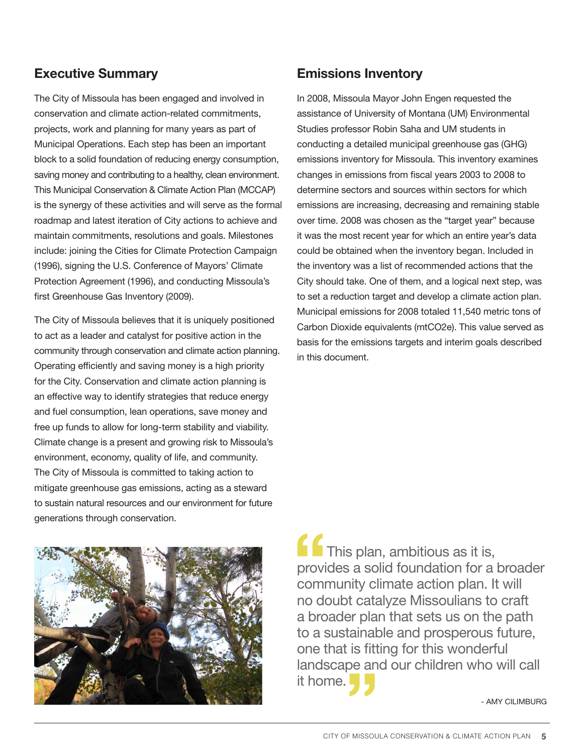## Executive Summary

The City of Missoula has been engaged and involved in conservation and climate action-related commitments, projects, work and planning for many years as part of Municipal Operations. Each step has been an important block to a solid foundation of reducing energy consumption, saving money and contributing to a healthy, clean environment. This Municipal Conservation & Climate Action Plan (MCCAP) is the synergy of these activities and will serve as the formal roadmap and latest iteration of City actions to achieve and maintain commitments, resolutions and goals. Milestones include: joining the Cities for Climate Protection Campaign (1996), signing the U.S. Conference of Mayors' Climate Protection Agreement (1996), and conducting Missoula's first Greenhouse Gas Inventory (2009).

The City of Missoula believes that it is uniquely positioned to act as a leader and catalyst for positive action in the community through conservation and climate action planning. Operating efficiently and saving money is a high priority for the City. Conservation and climate action planning is an effective way to identify strategies that reduce energy and fuel consumption, lean operations, save money and free up funds to allow for long-term stability and viability. Climate change is a present and growing risk to Missoula's environment, economy, quality of life, and community. The City of Missoula is committed to taking action to mitigate greenhouse gas emissions, acting as a steward to sustain natural resources and our environment for future generations through conservation.

## Emissions Inventory

In 2008, Missoula Mayor John Engen requested the assistance of University of Montana (UM) Environmental Studies professor Robin Saha and UM students in conducting a detailed municipal greenhouse gas (GHG) emissions inventory for Missoula. This inventory examines changes in emissions from fiscal years 2003 to 2008 to determine sectors and sources within sectors for which emissions are increasing, decreasing and remaining stable over time. 2008 was chosen as the "target year" because it was the most recent year for which an entire year's data could be obtained when the inventory began. Included in the inventory was a list of recommended actions that the City should take. One of them, and a logical next step, was to set a reduction target and develop a climate action plan. Municipal emissions for 2008 totaled 11,540 metric tons of Carbon Dioxide equivalents (mtCO2e). This value served as basis for the emissions targets and interim goals described in this document.

> "This plan, ambitious as it is, provides a solid foundation for a broader community climate action plan. It will no doubt catalyze Missoulians to craft a broader plan that sets us on the path to a sustainable and prosperous future, one that is fitting for this wonderful landscape and our children who will call it home."
>
> \- AMY CILIMBURG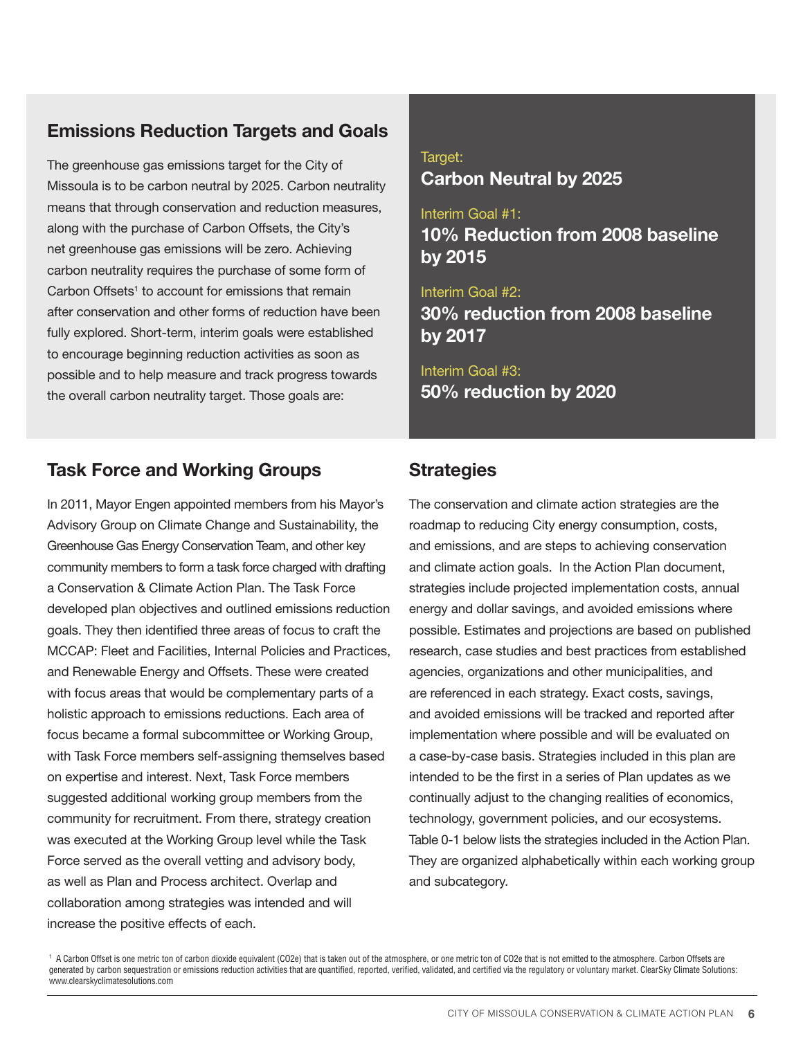## Emissions Reduction Targets and Goals

The greenhouse gas emissions target for the City of Missoula is to be carbon neutral by 2025. Carbon neutrality means that through conservation and reduction measures, along with the purchase of Carbon Offsets, the City's net greenhouse gas emissions will be zero. Achieving carbon neutrality requires the purchase of some form of Carbon Offsets[1] to account for emissions that remain after conservation and other forms of reduction have been fully explored. Short-term, interim goals were established to encourage beginning reduction activities as soon as possible and to help measure and track progress towards the overall carbon neutrality target. Those goals are:

Target:
**Carbon Neutral by 2025**

Interim Goal #1:
**10% Reduction from 2008 baseline by 2015**

Interim Goal #2:
**30% reduction from 2008 baseline by 2017**

Interim Goal #3:
**50% reduction by 2020**

## Task Force and Working Groups

In 2011, Mayor Engen appointed members from his Mayor's Advisory Group on Climate Change and Sustainability, the Greenhouse Gas Energy Conservation Team, and other key community members to form a task force charged with drafting a Conservation & Climate Action Plan. The Task Force developed plan objectives and outlined emissions reduction goals. They then identified three areas of focus to craft the MCCAP: Fleet and Facilities, Internal Policies and Practices, and Renewable Energy and Offsets. These were created with focus areas that would be complementary parts of a holistic approach to emissions reductions. Each area of focus became a formal subcommittee or Working Group, with Task Force members self-assigning themselves based on expertise and interest. Next, Task Force members suggested additional working group members from the community for recruitment. From there, strategy creation was executed at the Working Group level while the Task Force served as the overall vetting and advisory body, as well as Plan and Process architect. Overlap and collaboration among strategies was intended and will increase the positive effects of each.

## Strategies

The conservation and climate action strategies are the roadmap to reducing City energy consumption, costs, and emissions, and are steps to achieving conservation and climate action goals. In the Action Plan document, strategies include projected implementation costs, annual energy and dollar savings, and avoided emissions where possible. Estimates and projections are based on published research, case studies and best practices from established agencies, organizations and other municipalities, and are referenced in each strategy. Exact costs, savings, and avoided emissions will be tracked and reported after implementation where possible and will be evaluated on a case-by-case basis. Strategies included in this plan are intended to be the first in a series of Plan updates as we continually adjust to the changing realities of economics, technology, government policies, and our ecosystems. Table 0-1 below lists the strategies included in the Action Plan. They are organized alphabetically within each working group and subcategory.

[1] A Carbon Offset is one metric ton of carbon dioxide equivalent ($CO_2e$) that is taken out of the atmosphere, or one metric ton of $CO_2e$ that is not emitted to the atmosphere. Carbon Offsets are generated by carbon sequestration or emissions reduction activities that are quantified, reported, verified, validated, and certified via the regulatory or voluntary market. ClearSky Climate Solutions: www.clearskyclimatesolutions.com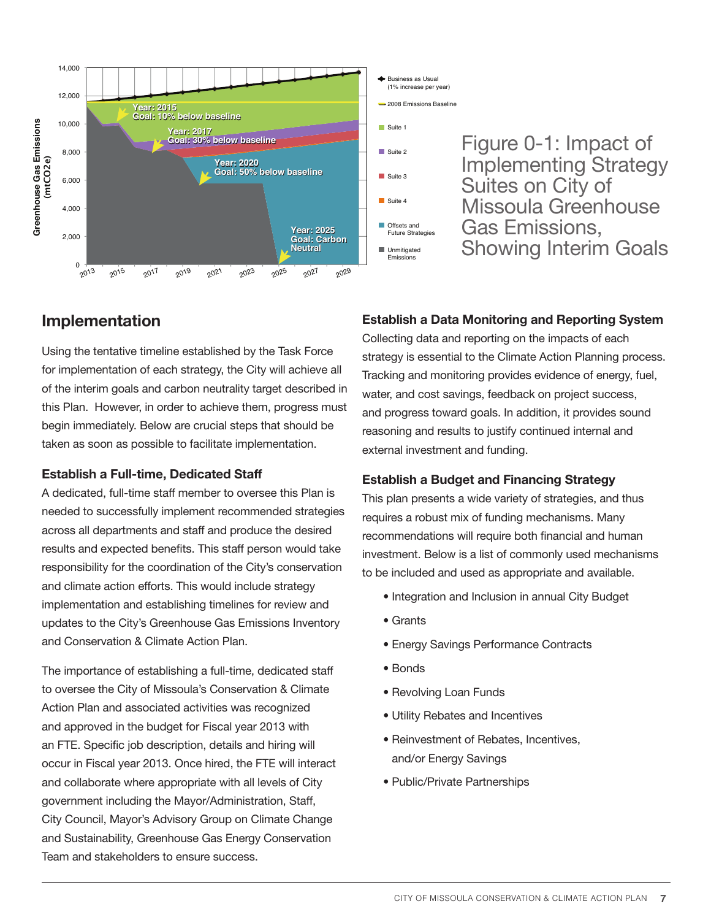Figure 0-1: Impact of Implementing Strategy Suites on City of Missoula Greenhouse Gas Emissions, Showing Interim Goals

## Implementation

Using the tentative timeline established by the Task Force for implementation of each strategy, the City will achieve all of the interim goals and carbon neutrality target described in this Plan. However, in order to achieve them, progress must begin immediately. Below are crucial steps that should be taken as soon as possible to facilitate implementation.

### Establish a Full-time, Dedicated Staff

A dedicated, full-time staff member to oversee this Plan is needed to successfully implement recommended strategies across all departments and staff and produce the desired results and expected benefits. This staff person would take responsibility for the coordination of the City's conservation and climate action efforts. This would include strategy implementation and establishing timelines for review and updates to the City's Greenhouse Gas Emissions Inventory and Conservation & Climate Action Plan.

The importance of establishing a full-time, dedicated staff to oversee the City of Missoula's Conservation & Climate Action Plan and associated activities was recognized and approved in the budget for Fiscal year 2013 with an FTE. Specific job description, details and hiring will occur in Fiscal year 2013. Once hired, the FTE will interact and collaborate where appropriate with all levels of City government including the Mayor/Administration, Staff, City Council, Mayor's Advisory Group on Climate Change and Sustainability, Greenhouse Gas Energy Conservation Team and stakeholders to ensure success.

### Establish a Data Monitoring and Reporting System

Collecting data and reporting on the impacts of each strategy is essential to the Climate Action Planning process. Tracking and monitoring provides evidence of energy, fuel, water, and cost savings, feedback on project success, and progress toward goals. In addition, it provides sound reasoning and results to justify continued internal and external investment and funding.

### Establish a Budget and Financing Strategy

This plan presents a wide variety of strategies, and thus requires a robust mix of funding mechanisms. Many recommendations will require both financial and human investment. Below is a list of commonly used mechanisms to be included and used as appropriate and available.

- Integration and Inclusion in annual City Budget
- Grants
- Energy Savings Performance Contracts
- Bonds
- Revolving Loan Funds
- Utility Rebates and Incentives
- Reinvestment of Rebates, Incentives, and/or Energy Savings
- Public/Private Partnerships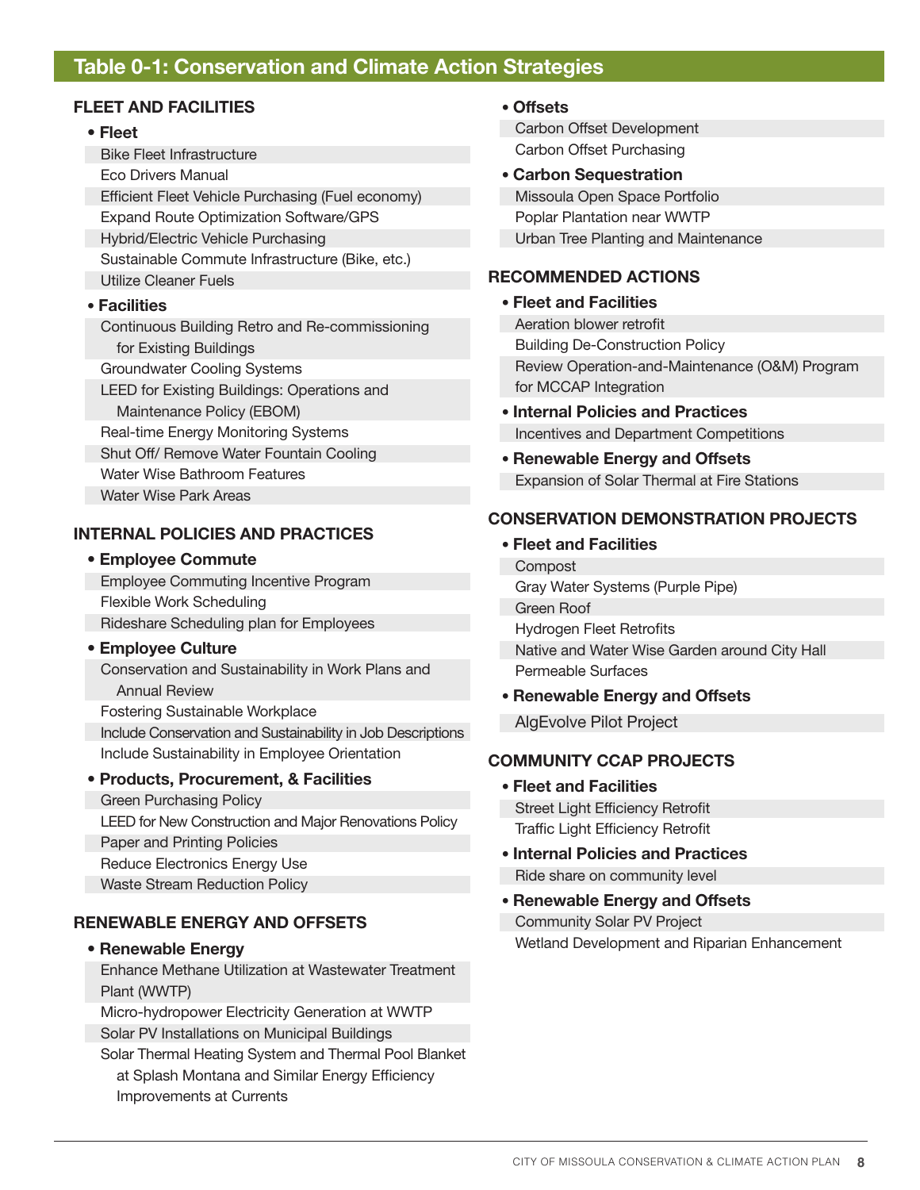## Table 0-1: Conservation and Climate Action Strategies

### FLEET AND FACILITIES

- **Fleet**
  - Bike Fleet Infrastructure
  - Eco Drivers Manual
  - Efficient Fleet Vehicle Purchasing (Fuel economy)
  - Expand Route Optimization Software/GPS
  - Hybrid/Electric Vehicle Purchasing
  - Sustainable Commute Infrastructure (Bike, etc.)
  - Utilize Cleaner Fuels
- **Facilities**
  - Continuous Building Retro and Re-commissioning for Existing Buildings
  - Groundwater Cooling Systems
  - LEED for Existing Buildings: Operations and Maintenance Policy (EBOM)
  - Real-time Energy Monitoring Systems
  - Shut Off/ Remove Water Fountain Cooling
  - Water Wise Bathroom Features
  - Water Wise Park Areas

### INTERNAL POLICIES AND PRACTICES

- **Employee Commute**
  - Employee Commuting Incentive Program
  - Flexible Work Scheduling
  - Rideshare Scheduling plan for Employees
- **Employee Culture**
  - Conservation and Sustainability in Work Plans and Annual Review
  - Fostering Sustainable Workplace
  - Include Conservation and Sustainability in Job Descriptions
  - Include Sustainability in Employee Orientation
- **Products, Procurement, & Facilities**
  - Green Purchasing Policy
  - LEED for New Construction and Major Renovations Policy
  - Paper and Printing Policies
  - Reduce Electronics Energy Use
  - Waste Stream Reduction Policy

### RENEWABLE ENERGY AND OFFSETS

- **Renewable Energy**
  - Enhance Methane Utilization at Wastewater Treatment Plant (WWTP)
  - Micro-hydropower Electricity Generation at WWTP
  - Solar PV Installations on Municipal Buildings
  - Solar Thermal Heating System and Thermal Pool Blanket at Splash Montana and Similar Energy Efficiency Improvements at Currents
- **Offsets**
  - Carbon Offset Development
  - Carbon Offset Purchasing
- **Carbon Sequestration**
  - Missoula Open Space Portfolio
  - Poplar Plantation near WWTP
  - Urban Tree Planting and Maintenance

### RECOMMENDED ACTIONS

- **Fleet and Facilities**
  - Aeration blower retrofit
  - Building De-Construction Policy
  - Review Operation-and-Maintenance (O&M) Program for MCCAP Integration
- **Internal Policies and Practices**
  - Incentives and Department Competitions
- **Renewable Energy and Offsets**
  - Expansion of Solar Thermal at Fire Stations

### CONSERVATION DEMONSTRATION PROJECTS

- **Fleet and Facilities**
  - Compost
  - Gray Water Systems (Purple Pipe)
  - Green Roof
  - Hydrogen Fleet Retrofits
  - Native and Water Wise Garden around City Hall
  - Permeable Surfaces
- **Renewable Energy and Offsets**
  - AlgEvolve Pilot Project

### COMMUNITY CCAP PROJECTS

- **Fleet and Facilities**
  - Street Light Efficiency Retrofit
  - Traffic Light Efficiency Retrofit
- **Internal Policies and Practices**
  - Ride share on community level
- **Renewable Energy and Offsets**
  - Community Solar PV Project
  - Wetland Development and Riparian Enhancement